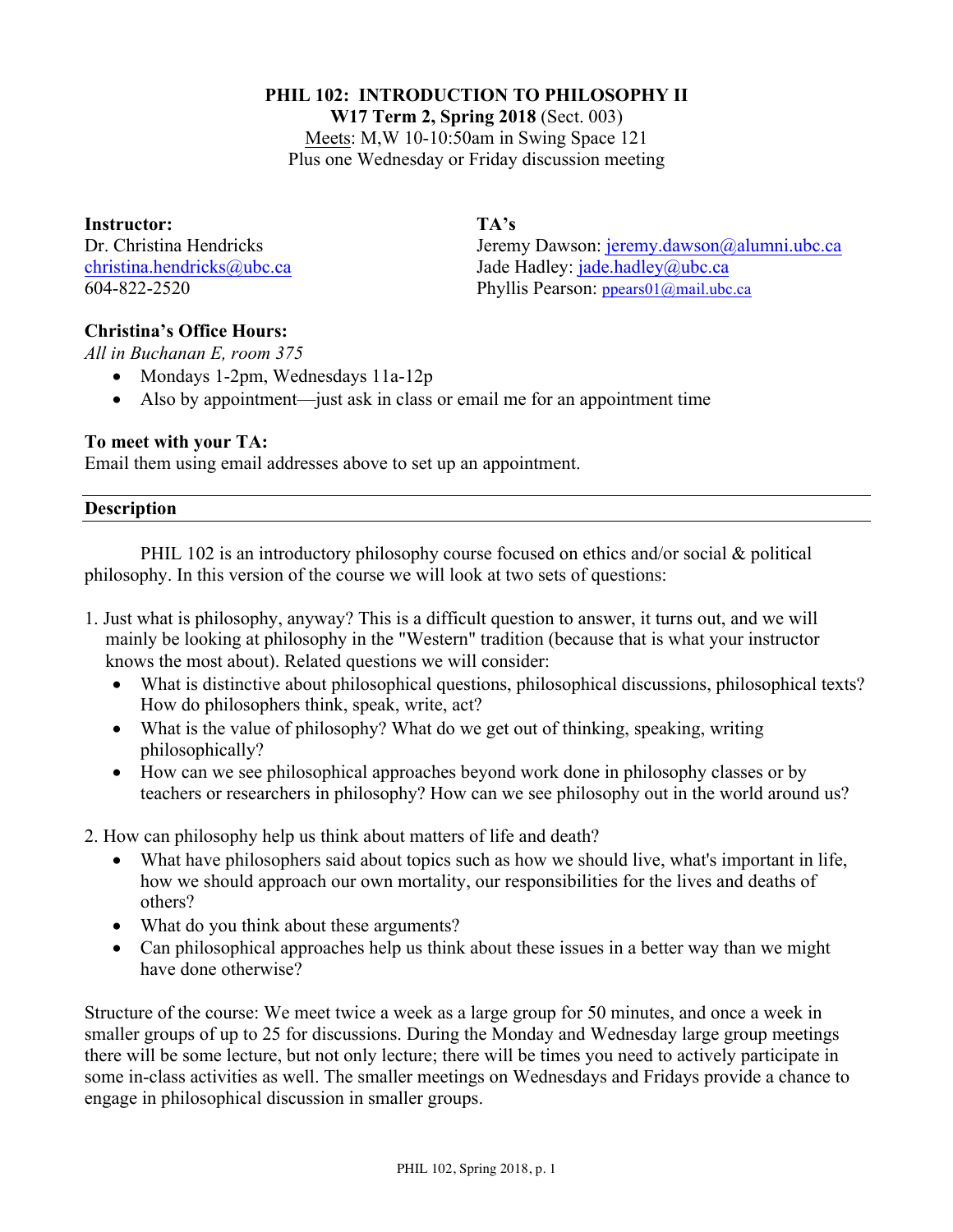# PHIL 102: INTRODUCTION TO PHILOSOPHY II

**W17 Term 2, Spring 2018** (Sect. 003)
Meets: M,W 10-10:50am in Swing Space 121
Plus one Wednesday or Friday discussion meeting

**Instructor:**
Dr. Christina Hendricks
christina.hendricks@ubc.ca
604-822-2520

**TA's**
Jeremy Dawson: jeremy.dawson@alumni.ubc.ca
Jade Hadley: jade.hadley@ubc.ca
Phyllis Pearson: ppears01@mail.ubc.ca

**Christina's Office Hours:**
*All in Buchanan E, room 375*

- Mondays 1-2pm, Wednesdays 11a-12p
- Also by appointment—just ask in class or email me for an appointment time

**To meet with your TA:**
Email them using email addresses above to set up an appointment.

## Description

PHIL 102 is an introductory philosophy course focused on ethics and/or social & political philosophy. In this version of the course we will look at two sets of questions:

1. Just what is philosophy, anyway? This is a difficult question to answer, it turns out, and we will mainly be looking at philosophy in the "Western" tradition (because that is what your instructor knows the most about). Related questions we will consider:
   - What is distinctive about philosophical questions, philosophical discussions, philosophical texts? How do philosophers think, speak, write, act?
   - What is the value of philosophy? What do we get out of thinking, speaking, writing philosophically?
   - How can we see philosophical approaches beyond work done in philosophy classes or by teachers or researchers in philosophy? How can we see philosophy out in the world around us?

2. How can philosophy help us think about matters of life and death?
   - What have philosophers said about topics such as how we should live, what's important in life, how we should approach our own mortality, our responsibilities for the lives and deaths of others?
   - What do you think about these arguments?
   - Can philosophical approaches help us think about these issues in a better way than we might have done otherwise?

Structure of the course: We meet twice a week as a large group for 50 minutes, and once a week in smaller groups of up to 25 for discussions. During the Monday and Wednesday large group meetings there will be some lecture, but not only lecture; there will be times you need to actively participate in some in-class activities as well. The smaller meetings on Wednesdays and Fridays provide a chance to engage in philosophical discussion in smaller groups.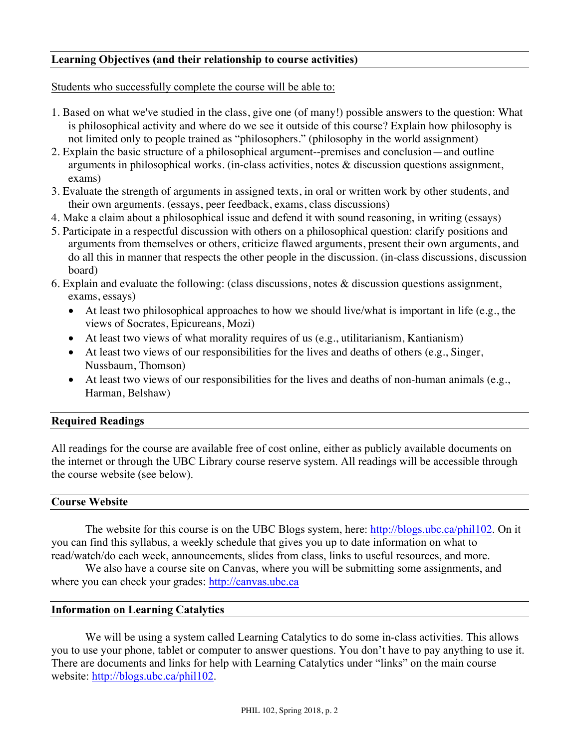## Learning Objectives (and their relationship to course activities)

Students who successfully complete the course will be able to:

1. Based on what we've studied in the class, give one (of many!) possible answers to the question: What is philosophical activity and where do we see it outside of this course? Explain how philosophy is not limited only to people trained as "philosophers." (philosophy in the world assignment)
2. Explain the basic structure of a philosophical argument--premises and conclusion—and outline arguments in philosophical works. (in-class activities, notes & discussion questions assignment, exams)
3. Evaluate the strength of arguments in assigned texts, in oral or written work by other students, and their own arguments. (essays, peer feedback, exams, class discussions)
4. Make a claim about a philosophical issue and defend it with sound reasoning, in writing (essays)
5. Participate in a respectful discussion with others on a philosophical question: clarify positions and arguments from themselves or others, criticize flawed arguments, present their own arguments, and do all this in manner that respects the other people in the discussion. (in-class discussions, discussion board)
6. Explain and evaluate the following: (class discussions, notes & discussion questions assignment, exams, essays)
   - At least two philosophical approaches to how we should live/what is important in life (e.g., the views of Socrates, Epicureans, Mozi)
   - At least two views of what morality requires of us (e.g., utilitarianism, Kantianism)
   - At least two views of our responsibilities for the lives and deaths of others (e.g., Singer, Nussbaum, Thomson)
   - At least two views of our responsibilities for the lives and deaths of non-human animals (e.g., Harman, Belshaw)

## Required Readings

All readings for the course are available free of cost online, either as publicly available documents on the internet or through the UBC Library course reserve system. All readings will be accessible through the course website (see below).

## Course Website

The website for this course is on the UBC Blogs system, here: http://blogs.ubc.ca/phil102. On it you can find this syllabus, a weekly schedule that gives you up to date information on what to read/watch/do each week, announcements, slides from class, links to useful resources, and more.

We also have a course site on Canvas, where you will be submitting some assignments, and where you can check your grades: http://canvas.ubc.ca

## Information on Learning Catalytics

We will be using a system called Learning Catalytics to do some in-class activities. This allows you to use your phone, tablet or computer to answer questions. You don't have to pay anything to use it. There are documents and links for help with Learning Catalytics under "links" on the main course website: http://blogs.ubc.ca/phil102.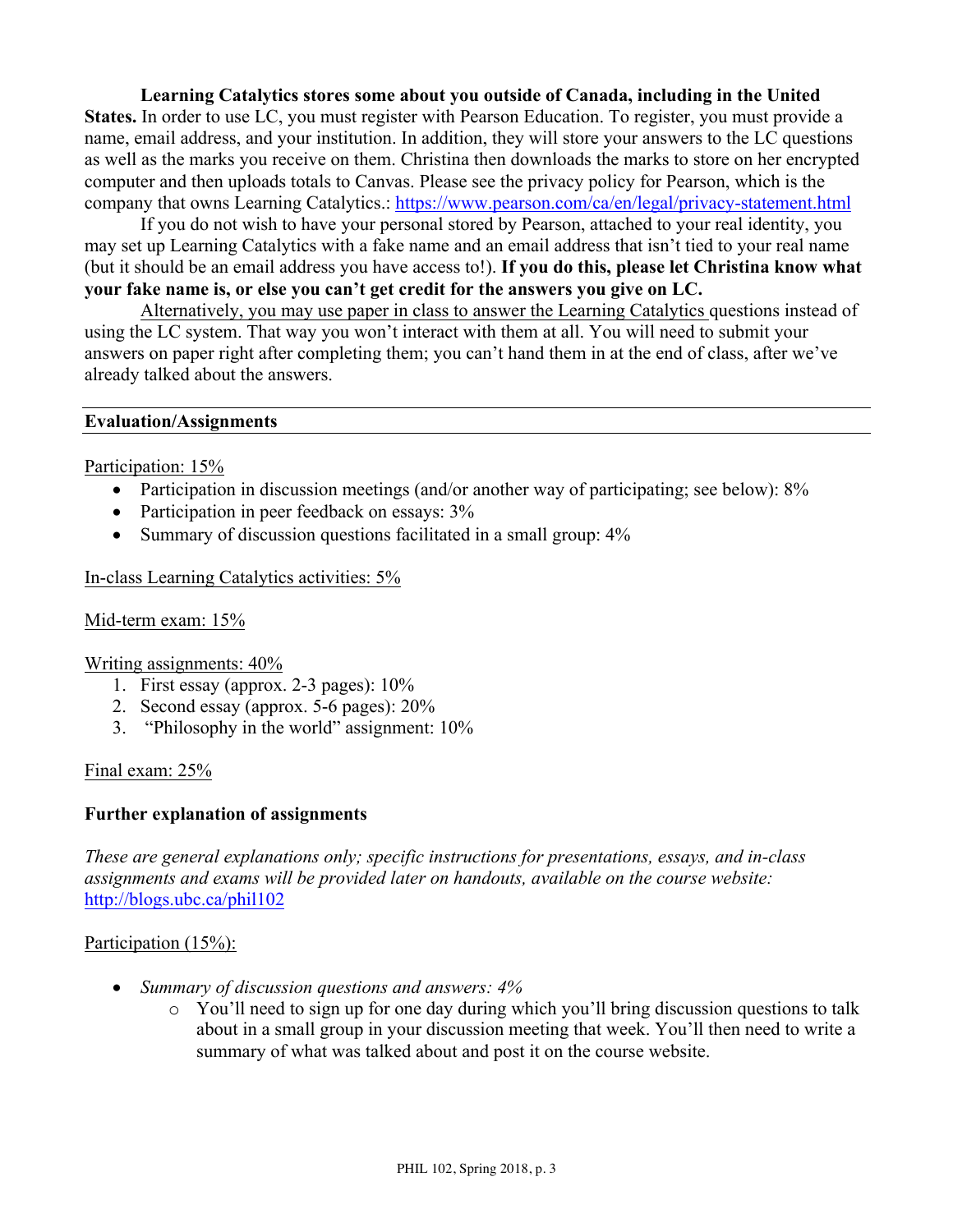**Learning Catalytics stores some about you outside of Canada, including in the United States.** In order to use LC, you must register with Pearson Education. To register, you must provide a name, email address, and your institution. In addition, they will store your answers to the LC questions as well as the marks you receive on them. Christina then downloads the marks to store on her encrypted computer and then uploads totals to Canvas. Please see the privacy policy for Pearson, which is the company that owns Learning Catalytics.: https://www.pearson.com/ca/en/legal/privacy-statement.html

If you do not wish to have your personal stored by Pearson, attached to your real identity, you may set up Learning Catalytics with a fake name and an email address that isn't tied to your real name (but it should be an email address you have access to!). **If you do this, please let Christina know what your fake name is, or else you can't get credit for the answers you give on LC.**

<u>Alternatively, you may use paper in class to answer the Learning Catalytics</u> questions instead of using the LC system. That way you won't interact with them at all. You will need to submit your answers on paper right after completing them; you can't hand them in at the end of class, after we've already talked about the answers.

## Evaluation/Assignments

<u>Participation: 15%</u>

- Participation in discussion meetings (and/or another way of participating; see below): 8%
- Participation in peer feedback on essays: 3%
- Summary of discussion questions facilitated in a small group: 4%

<u>In-class Learning Catalytics activities: 5%</u>

<u>Mid-term exam: 15%</u>

<u>Writing assignments: 40%</u>

1. First essay (approx. 2-3 pages): 10%
2. Second essay (approx. 5-6 pages): 20%
3. "Philosophy in the world" assignment: 10%

<u>Final exam: 25%</u>

### Further explanation of assignments

*These are general explanations only; specific instructions for presentations, essays, and in-class assignments and exams will be provided later on handouts, available on the course website:* http://blogs.ubc.ca/phil102

<u>Participation (15%):</u>

- *Summary of discussion questions and answers: 4%*
  - You'll need to sign up for one day during which you'll bring discussion questions to talk about in a small group in your discussion meeting that week. You'll then need to write a summary of what was talked about and post it on the course website.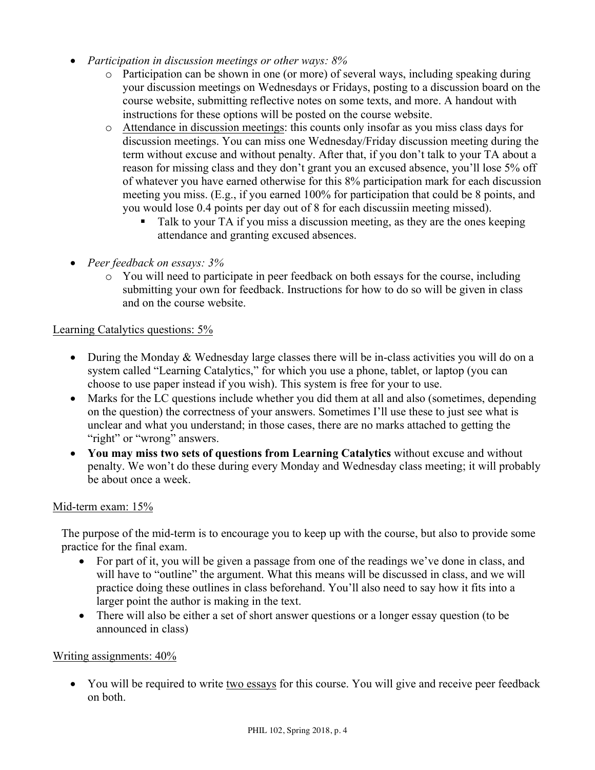- *Participation in discussion meetings or other ways: 8%*
    - Participation can be shown in one (or more) of several ways, including speaking during your discussion meetings on Wednesdays or Fridays, posting to a discussion board on the course website, submitting reflective notes on some texts, and more. A handout with instructions for these options will be posted on the course website.
    - <u>Attendance in discussion meetings</u>: this counts only insofar as you miss class days for discussion meetings. You can miss one Wednesday/Friday discussion meeting during the term without excuse and without penalty. After that, if you don't talk to your TA about a reason for missing class and they don't grant you an excused absence, you'll lose 5% off of whatever you have earned otherwise for this 8% participation mark for each discussion meeting you miss. (E.g., if you earned 100% for participation that could be 8 points, and you would lose 0.4 points per day out of 8 for each discussiin meeting missed).
        - Talk to your TA if you miss a discussion meeting, as they are the ones keeping attendance and granting excused absences.

- *Peer feedback on essays: 3%*
    - You will need to participate in peer feedback on both essays for the course, including submitting your own for feedback. Instructions for how to do so will be given in class and on the course website.

<u>Learning Catalytics questions: 5%</u>

- During the Monday & Wednesday large classes there will be in-class activities you will do on a system called "Learning Catalytics," for which you use a phone, tablet, or laptop (you can choose to use paper instead if you wish). This system is free for your to use.
- Marks for the LC questions include whether you did them at all and also (sometimes, depending on the question) the correctness of your answers. Sometimes I'll use these to just see what is unclear and what you understand; in those cases, there are no marks attached to getting the "right" or "wrong" answers.
- **You may miss two sets of questions from Learning Catalytics** without excuse and without penalty. We won't do these during every Monday and Wednesday class meeting; it will probably be about once a week.

<u>Mid-term exam: 15%</u>

The purpose of the mid-term is to encourage you to keep up with the course, but also to provide some practice for the final exam.

- For part of it, you will be given a passage from one of the readings we've done in class, and will have to "outline" the argument. What this means will be discussed in class, and we will practice doing these outlines in class beforehand. You'll also need to say how it fits into a larger point the author is making in the text.
- There will also be either a set of short answer questions or a longer essay question (to be announced in class)

<u>Writing assignments: 40%</u>

- You will be required to write <u>two essays</u> for this course. You will give and receive peer feedback on both.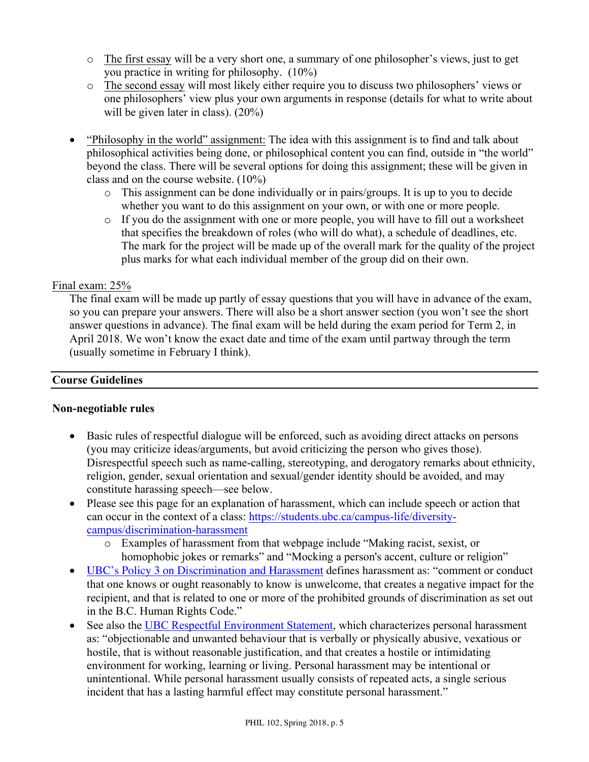- The first essay will be a very short one, a summary of one philosopher's views, just to get you practice in writing for philosophy. (10%)
  - The second essay will most likely either require you to discuss two philosophers' views or one philosophers' view plus your own arguments in response (details for what to write about will be given later in class). (20%)

- "Philosophy in the world" assignment: The idea with this assignment is to find and talk about philosophical activities being done, or philosophical content you can find, outside in "the world" beyond the class. There will be several options for doing this assignment; these will be given in class and on the course website. (10%)
  - This assignment can be done individually or in pairs/groups. It is up to you to decide whether you want to do this assignment on your own, or with one or more people.
  - If you do the assignment with one or more people, you will have to fill out a worksheet that specifies the breakdown of roles (who will do what), a schedule of deadlines, etc. The mark for the project will be made up of the overall mark for the quality of the project plus marks for what each individual member of the group did on their own.

Final exam: 25%

The final exam will be made up partly of essay questions that you will have in advance of the exam, so you can prepare your answers. There will also be a short answer section (you won't see the short answer questions in advance). The final exam will be held during the exam period for Term 2, in April 2018. We won't know the exact date and time of the exam until partway through the term (usually sometime in February I think).

## Course Guidelines

### Non-negotiable rules

- Basic rules of respectful dialogue will be enforced, such as avoiding direct attacks on persons (you may criticize ideas/arguments, but avoid criticizing the person who gives those). Disrespectful speech such as name-calling, stereotyping, and derogatory remarks about ethnicity, religion, gender, sexual orientation and sexual/gender identity should be avoided, and may constitute harassing speech—see below.
- Please see this page for an explanation of harassment, which can include speech or action that can occur in the context of a class: https://students.ubc.ca/campus-life/diversity-campus/discrimination-harassment
  - Examples of harassment from that webpage include "Making racist, sexist, or homophobic jokes or remarks" and "Mocking a person's accent, culture or religion"
- UBC's Policy 3 on Discrimination and Harassment defines harassment as: "comment or conduct that one knows or ought reasonably to know is unwelcome, that creates a negative impact for the recipient, and that is related to one or more of the prohibited grounds of discrimination as set out in the B.C. Human Rights Code."
- See also the UBC Respectful Environment Statement, which characterizes personal harassment as: "objectionable and unwanted behaviour that is verbally or physically abusive, vexatious or hostile, that is without reasonable justification, and that creates a hostile or intimidating environment for working, learning or living. Personal harassment may be intentional or unintentional. While personal harassment usually consists of repeated acts, a single serious incident that has a lasting harmful effect may constitute personal harassment."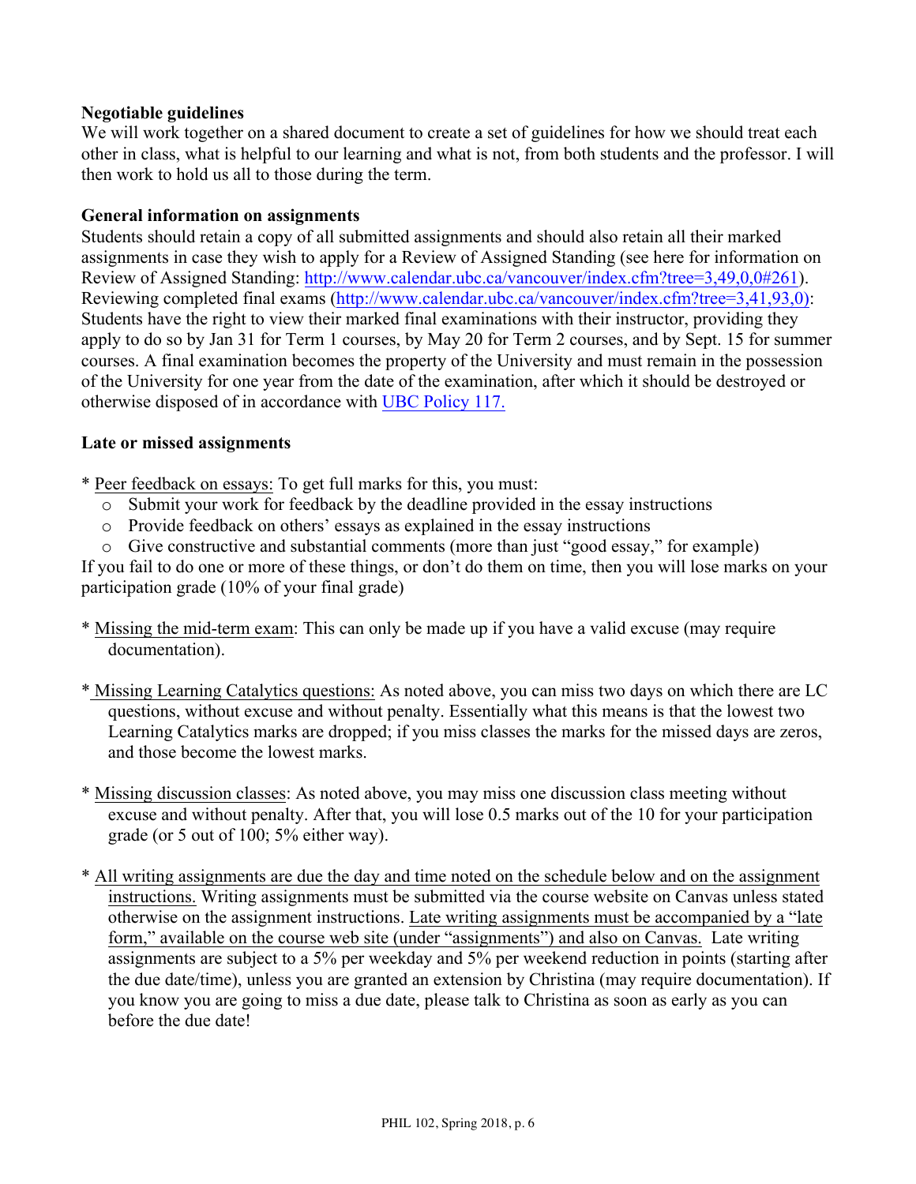**Negotiable guidelines**

We will work together on a shared document to create a set of guidelines for how we should treat each other in class, what is helpful to our learning and what is not, from both students and the professor. I will then work to hold us all to those during the term.

**General information on assignments**

Students should retain a copy of all submitted assignments and should also retain all their marked assignments in case they wish to apply for a Review of Assigned Standing (see here for information on Review of Assigned Standing: [http://www.calendar.ubc.ca/vancouver/index.cfm?tree=3,49,0,0#261](http://www.calendar.ubc.ca/vancouver/index.cfm?tree=3,49,0,0#261)). Reviewing completed final exams ([http://www.calendar.ubc.ca/vancouver/index.cfm?tree=3,41,93,0)](http://www.calendar.ubc.ca/vancouver/index.cfm?tree=3,41,93,0)): Students have the right to view their marked final examinations with their instructor, providing they apply to do so by Jan 31 for Term 1 courses, by May 20 for Term 2 courses, and by Sept. 15 for summer courses. A final examination becomes the property of the University and must remain in the possession of the University for one year from the date of the examination, after which it should be destroyed or otherwise disposed of in accordance with [UBC Policy 117.](#)

**Late or missed assignments**

* <u>Peer feedback on essays:</u> To get full marks for this, you must:
   - Submit your work for feedback by the deadline provided in the essay instructions
   - Provide feedback on others' essays as explained in the essay instructions
   - Give constructive and substantial comments (more than just "good essay," for example)

If you fail to do one or more of these things, or don't do them on time, then you will lose marks on your participation grade (10% of your final grade)

* <u>Missing the mid-term exam</u>: This can only be made up if you have a valid excuse (may require documentation).

* <u>Missing Learning Catalytics questions:</u> As noted above, you can miss two days on which there are LC questions, without excuse and without penalty. Essentially what this means is that the lowest two Learning Catalytics marks are dropped; if you miss classes the marks for the missed days are zeros, and those become the lowest marks.

* <u>Missing discussion classes</u>: As noted above, you may miss one discussion class meeting without excuse and without penalty. After that, you will lose 0.5 marks out of the 10 for your participation grade (or 5 out of 100; 5% either way).

* <u>All writing assignments are due the day and time noted on the schedule below and on the assignment instructions.</u> Writing assignments must be submitted via the course website on Canvas unless stated otherwise on the assignment instructions. <u>Late writing assignments must be accompanied by a "late form," available on the course web site (under "assignments") and also on Canvas.</u> Late writing assignments are subject to a 5% per weekday and 5% per weekend reduction in points (starting after the due date/time), unless you are granted an extension by Christina (may require documentation). If you know you are going to miss a due date, please talk to Christina as soon as early as you can before the due date!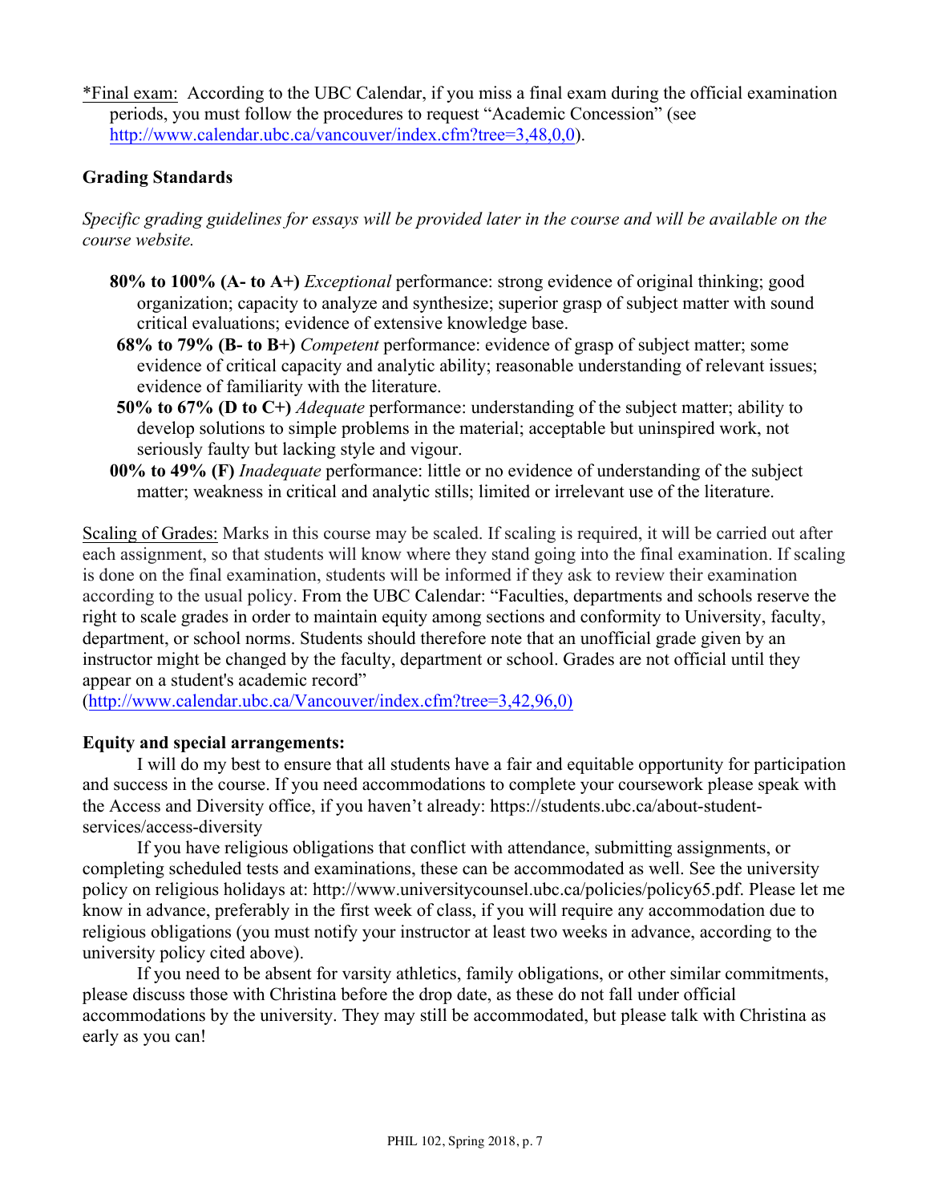*Final exam: According to the UBC Calendar, if you miss a final exam during the official examination periods, you must follow the procedures to request "Academic Concession" (see http://www.calendar.ubc.ca/vancouver/index.cfm?tree=3,48,0,0).

## Grading Standards

*Specific grading guidelines for essays will be provided later in the course and will be available on the course website.*

- **80% to 100% (A- to A+)** *Exceptional* performance: strong evidence of original thinking; good organization; capacity to analyze and synthesize; superior grasp of subject matter with sound critical evaluations; evidence of extensive knowledge base.
- **68% to 79% (B- to B+)** *Competent* performance: evidence of grasp of subject matter; some evidence of critical capacity and analytic ability; reasonable understanding of relevant issues; evidence of familiarity with the literature.
- **50% to 67% (D to C+)** *Adequate* performance: understanding of the subject matter; ability to develop solutions to simple problems in the material; acceptable but uninspired work, not seriously faulty but lacking style and vigour.
- **00% to 49% (F)** *Inadequate* performance: little or no evidence of understanding of the subject matter; weakness in critical and analytic stills; limited or irrelevant use of the literature.

Scaling of Grades: Marks in this course may be scaled. If scaling is required, it will be carried out after each assignment, so that students will know where they stand going into the final examination. If scaling is done on the final examination, students will be informed if they ask to review their examination according to the usual policy. From the UBC Calendar: "Faculties, departments and schools reserve the right to scale grades in order to maintain equity among sections and conformity to University, faculty, department, or school norms. Students should therefore note that an unofficial grade given by an instructor might be changed by the faculty, department or school. Grades are not official until they appear on a student's academic record" (http://www.calendar.ubc.ca/Vancouver/index.cfm?tree=3,42,96,0)

## Equity and special arrangements:

I will do my best to ensure that all students have a fair and equitable opportunity for participation and success in the course. If you need accommodations to complete your coursework please speak with the Access and Diversity office, if you haven't already: https://students.ubc.ca/about-student-services/access-diversity

If you have religious obligations that conflict with attendance, submitting assignments, or completing scheduled tests and examinations, these can be accommodated as well. See the university policy on religious holidays at: http://www.universitycounsel.ubc.ca/policies/policy65.pdf. Please let me know in advance, preferably in the first week of class, if you will require any accommodation due to religious obligations (you must notify your instructor at least two weeks in advance, according to the university policy cited above).

If you need to be absent for varsity athletics, family obligations, or other similar commitments, please discuss those with Christina before the drop date, as these do not fall under official accommodations by the university. They may still be accommodated, but please talk with Christina as early as you can!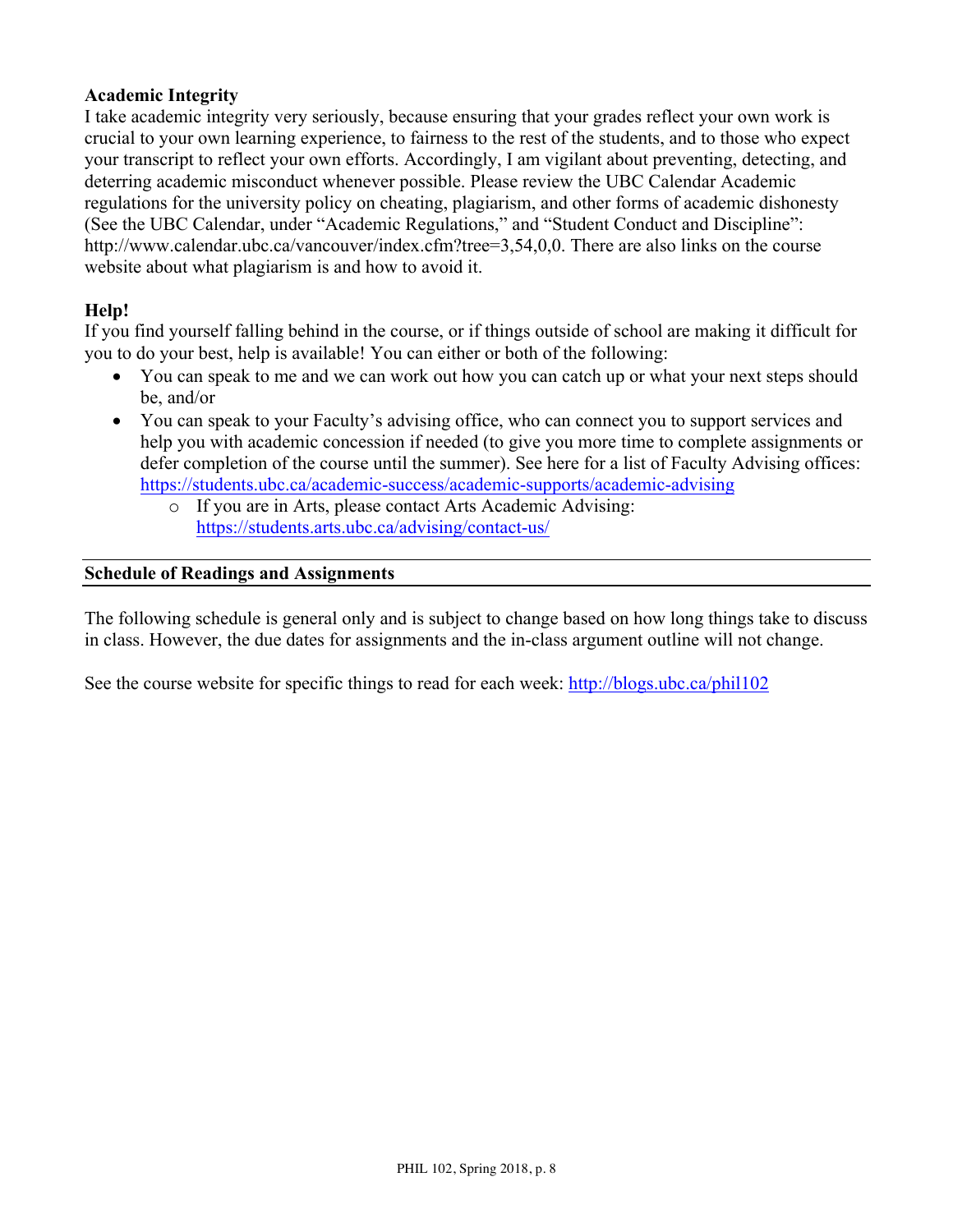**Academic Integrity**

I take academic integrity very seriously, because ensuring that your grades reflect your own work is crucial to your own learning experience, to fairness to the rest of the students, and to those who expect your transcript to reflect your own efforts. Accordingly, I am vigilant about preventing, detecting, and deterring academic misconduct whenever possible. Please review the UBC Calendar Academic regulations for the university policy on cheating, plagiarism, and other forms of academic dishonesty (See the UBC Calendar, under "Academic Regulations," and "Student Conduct and Discipline": http://www.calendar.ubc.ca/vancouver/index.cfm?tree=3,54,0,0. There are also links on the course website about what plagiarism is and how to avoid it.

**Help!**

If you find yourself falling behind in the course, or if things outside of school are making it difficult for you to do your best, help is available! You can either or both of the following:

- You can speak to me and we can work out how you can catch up or what your next steps should be, and/or
- You can speak to your Faculty's advising office, who can connect you to support services and help you with academic concession if needed (to give you more time to complete assignments or defer completion of the course until the summer). See here for a list of Faculty Advising offices: https://students.ubc.ca/academic-success/academic-supports/academic-advising
  - If you are in Arts, please contact Arts Academic Advising: https://students.arts.ubc.ca/advising/contact-us/

## Schedule of Readings and Assignments

The following schedule is general only and is subject to change based on how long things take to discuss in class. However, the due dates for assignments and the in-class argument outline will not change.

See the course website for specific things to read for each week: http://blogs.ubc.ca/phil102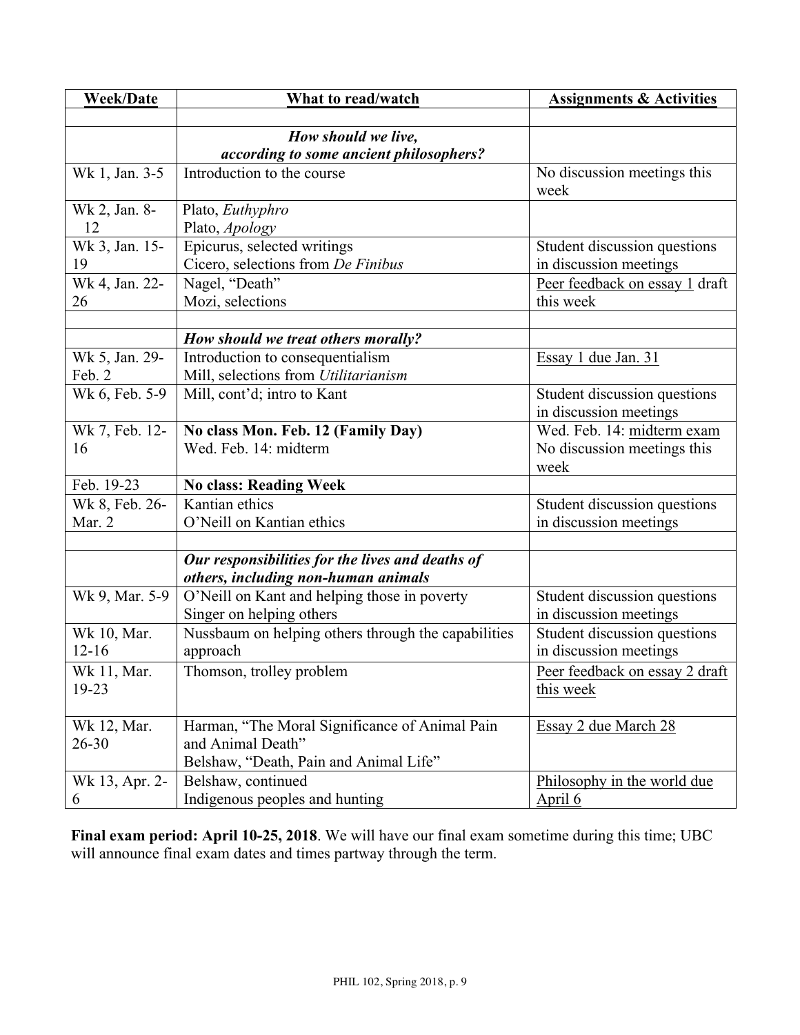| **Week/Date** | **What to read/watch** | **Assignments & Activities** |
|---|---|---|
| | | |
| | ***How should we live, according to some ancient philosophers?*** | |
| Wk 1, Jan. 3-5 | Introduction to the course | No discussion meetings this week |
| Wk 2, Jan. 8-12 | Plato, *Euthyphro*<br>Plato, *Apology* | |
| Wk 3, Jan. 15-19 | Epicurus, selected writings<br>Cicero, selections from *De Finibus* | Student discussion questions in discussion meetings |
| Wk 4, Jan. 22-26 | Nagel, "Death"<br>Mozi, selections | Peer feedback on essay 1 draft this week |
| | | |
| | ***How should we treat others morally?*** | |
| Wk 5, Jan. 29-Feb. 2 | Introduction to consequentialism<br>Mill, selections from *Utilitarianism* | Essay 1 due Jan. 31 |
| Wk 6, Feb. 5-9 | Mill, cont'd; intro to Kant | Student discussion questions in discussion meetings |
| Wk 7, Feb. 12-16 | **No class Mon. Feb. 12 (Family Day)**<br>Wed. Feb. 14: midterm | Wed. Feb. 14: midterm exam<br>No discussion meetings this week |
| Feb. 19-23 | **No class: Reading Week** | |
| Wk 8, Feb. 26-Mar. 2 | Kantian ethics<br>O'Neill on Kantian ethics | Student discussion questions in discussion meetings |
| | | |
| | ***Our responsibilities for the lives and deaths of others, including non-human animals*** | |
| Wk 9, Mar. 5-9 | O'Neill on Kant and helping those in poverty<br>Singer on helping others | Student discussion questions in discussion meetings |
| Wk 10, Mar. 12-16 | Nussbaum on helping others through the capabilities approach | Student discussion questions in discussion meetings |
| Wk 11, Mar. 19-23 | Thomson, trolley problem | Peer feedback on essay 2 draft this week |
| Wk 12, Mar. 26-30 | Harman, "The Moral Significance of Animal Pain and Animal Death"<br>Belshaw, "Death, Pain and Animal Life" | Essay 2 due March 28 |
| Wk 13, Apr. 2-6 | Belshaw, continued<br>Indigenous peoples and hunting | Philosophy in the world due April 6 |

**Final exam period: April 10-25, 2018**. We will have our final exam sometime during this time; UBC will announce final exam dates and times partway through the term.